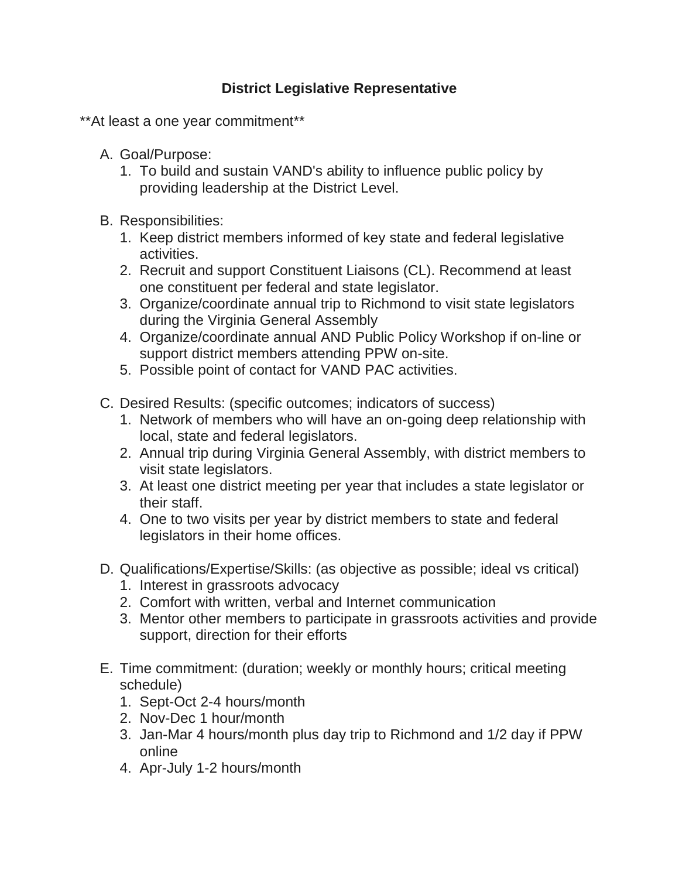# District Legislative Representative

**At least a one year commitment**

A. Goal/Purpose:
   1. To build and sustain VAND's ability to influence public policy by providing leadership at the District Level.

B. Responsibilities:
   1. Keep district members informed of key state and federal legislative activities.
   2. Recruit and support Constituent Liaisons (CL). Recommend at least one constituent per federal and state legislator.
   3. Organize/coordinate annual trip to Richmond to visit state legislators during the Virginia General Assembly
   4. Organize/coordinate annual AND Public Policy Workshop if on-line or support district members attending PPW on-site.
   5. Possible point of contact for VAND PAC activities.

C. Desired Results: (specific outcomes; indicators of success)
   1. Network of members who will have an on-going deep relationship with local, state and federal legislators.
   2. Annual trip during Virginia General Assembly, with district members to visit state legislators.
   3. At least one district meeting per year that includes a state legislator or their staff.
   4. One to two visits per year by district members to state and federal legislators in their home offices.

D. Qualifications/Expertise/Skills: (as objective as possible; ideal vs critical)
   1. Interest in grassroots advocacy
   2. Comfort with written, verbal and Internet communication
   3. Mentor other members to participate in grassroots activities and provide support, direction for their efforts

E. Time commitment: (duration; weekly or monthly hours; critical meeting schedule)
   1. Sept-Oct 2-4 hours/month
   2. Nov-Dec 1 hour/month
   3. Jan-Mar 4 hours/month plus day trip to Richmond and 1/2 day if PPW online
   4. Apr-July 1-2 hours/month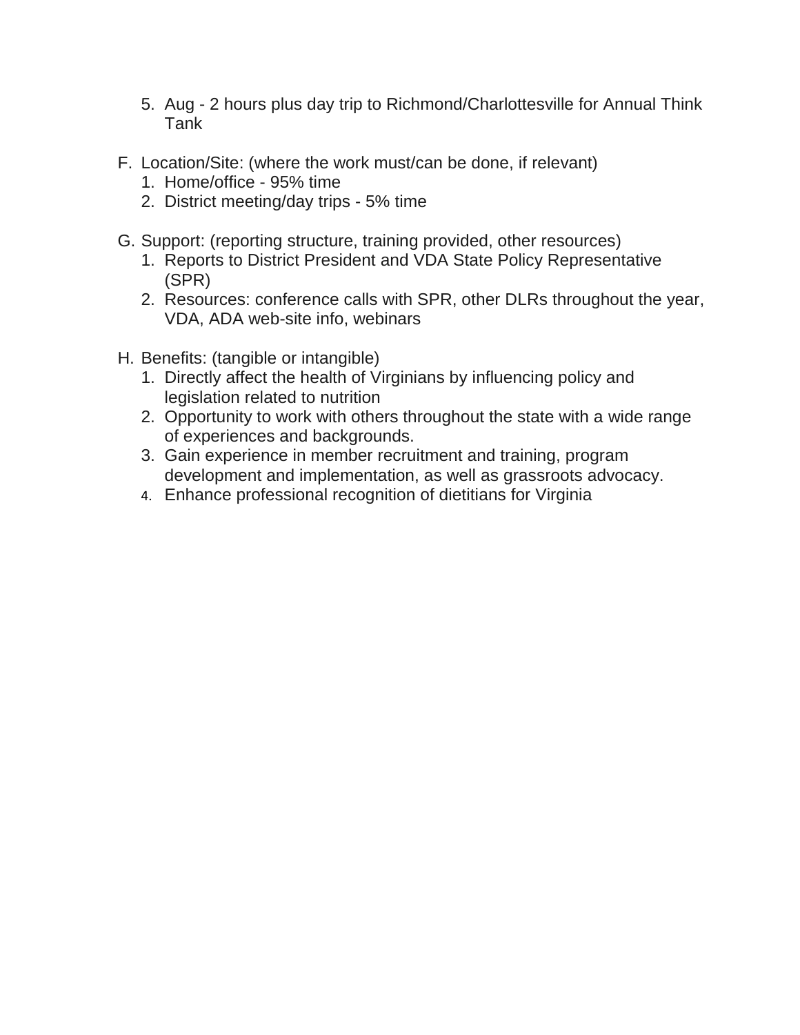5. Aug - 2 hours plus day trip to Richmond/Charlottesville for Annual Think Tank

F. Location/Site: (where the work must/can be done, if relevant)
   1. Home/office - 95% time
   2. District meeting/day trips - 5% time

G. Support: (reporting structure, training provided, other resources)
   1. Reports to District President and VDA State Policy Representative (SPR)
   2. Resources: conference calls with SPR, other DLRs throughout the year, VDA, ADA web-site info, webinars

H. Benefits: (tangible or intangible)
   1. Directly affect the health of Virginians by influencing policy and legislation related to nutrition
   2. Opportunity to work with others throughout the state with a wide range of experiences and backgrounds.
   3. Gain experience in member recruitment and training, program development and implementation, as well as grassroots advocacy.
   4. Enhance professional recognition of dietitians for Virginia